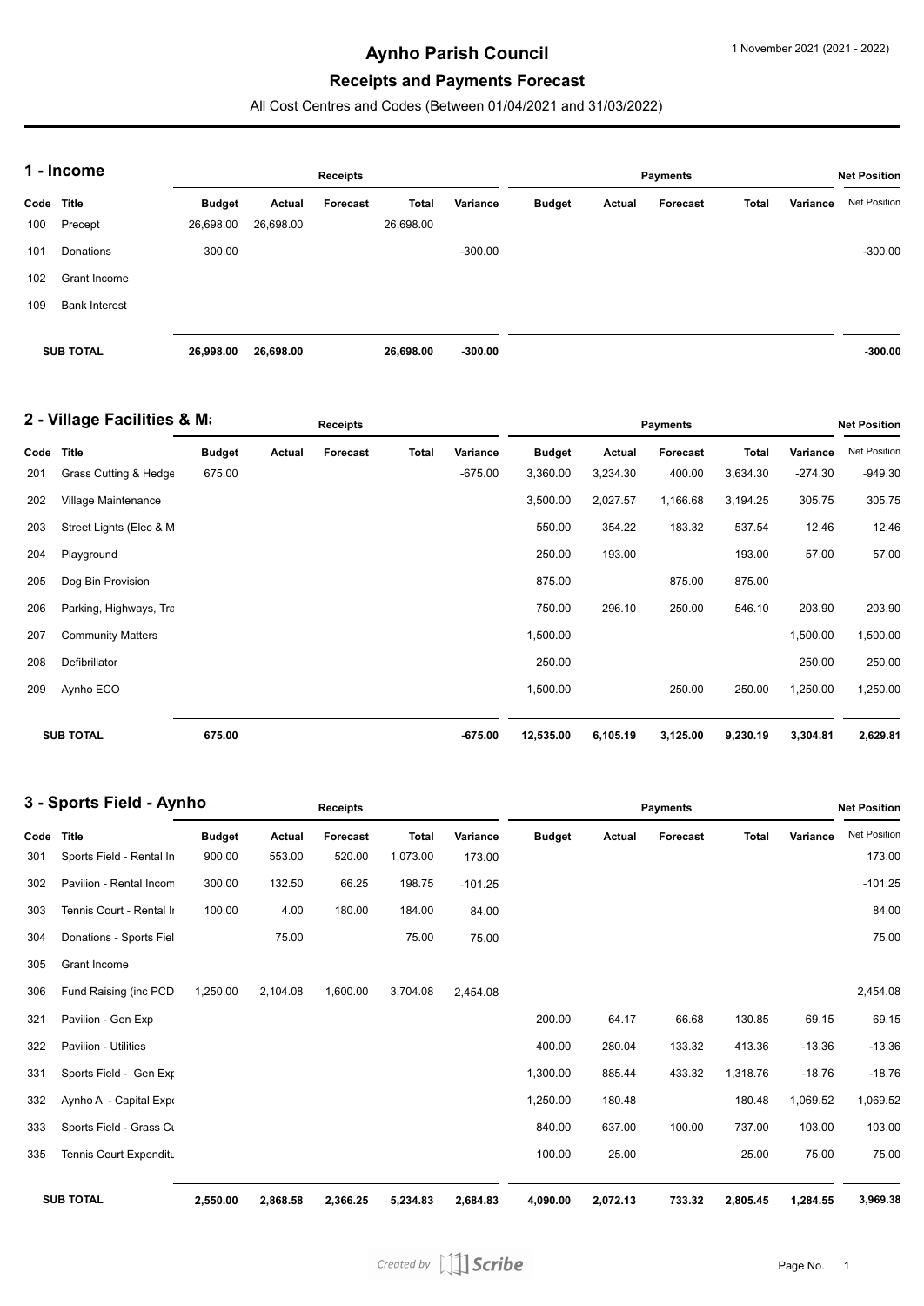# Aynho Parish Council

## Receipts and Payments Forecast

All Cost Centres and Codes (Between 01/04/2021 and 31/03/2022)

1 November 2021 (2021 - 2022)

### 1 - Income

| | | Receipts | | | | | Payments | | | | | Net Position |
|---|---|---|---|---|---|---|---|---|---|---|---|---|
| Code | Title | Budget | Actual | Forecast | Total | Variance | Budget | Actual | Forecast | Total | Variance | Net Position |
| 100 | Precept | 26,698.00 | 26,698.00 | | 26,698.00 | | | | | | | |
| 101 | Donations | 300.00 | | | | -300.00 | | | | | | -300.00 |
| 102 | Grant Income | | | | | | | | | | | |
| 109 | Bank Interest | | | | | | | | | | | |
| | **SUB TOTAL** | **26,998.00** | **26,698.00** | | **26,698.00** | **-300.00** | | | | | | **-300.00** |

### 2 - Village Facilities & Ma

| | | Receipts | | | | | Payments | | | | | Net Position |
|---|---|---|---|---|---|---|---|---|---|---|---|---|
| Code | Title | Budget | Actual | Forecast | Total | Variance | Budget | Actual | Forecast | Total | Variance | Net Position |
| 201 | Grass Cutting & Hedge | 675.00 | | | | -675.00 | 3,360.00 | 3,234.30 | 400.00 | 3,634.30 | -274.30 | -949.30 |
| 202 | Village Maintenance | | | | | | 3,500.00 | 2,027.57 | 1,166.68 | 3,194.25 | 305.75 | 305.75 |
| 203 | Street Lights (Elec & M | | | | | | 550.00 | 354.22 | 183.32 | 537.54 | 12.46 | 12.46 |
| 204 | Playground | | | | | | 250.00 | 193.00 | | 193.00 | 57.00 | 57.00 |
| 205 | Dog Bin Provision | | | | | | 875.00 | | 875.00 | 875.00 | | |
| 206 | Parking, Highways, Tra | | | | | | 750.00 | 296.10 | 250.00 | 546.10 | 203.90 | 203.90 |
| 207 | Community Matters | | | | | | 1,500.00 | | | | 1,500.00 | 1,500.00 |
| 208 | Defibrillator | | | | | | 250.00 | | | | 250.00 | 250.00 |
| 209 | Aynho ECO | | | | | | 1,500.00 | | 250.00 | 250.00 | 1,250.00 | 1,250.00 |
| | **SUB TOTAL** | **675.00** | | | | **-675.00** | **12,535.00** | **6,105.19** | **3,125.00** | **9,230.19** | **3,304.81** | **2,629.81** |

### 3 - Sports Field - Aynho

| | | Receipts | | | | | Payments | | | | | Net Position |
|---|---|---|---|---|---|---|---|---|---|---|---|---|
| Code | Title | Budget | Actual | Forecast | Total | Variance | Budget | Actual | Forecast | Total | Variance | Net Position |
| 301 | Sports Field - Rental In | 900.00 | 553.00 | 520.00 | 1,073.00 | 173.00 | | | | | | 173.00 |
| 302 | Pavilion - Rental Incom | 300.00 | 132.50 | 66.25 | 198.75 | -101.25 | | | | | | -101.25 |
| 303 | Tennis Court - Rental In | 100.00 | 4.00 | 180.00 | 184.00 | 84.00 | | | | | | 84.00 |
| 304 | Donations - Sports Fiel | | 75.00 | | 75.00 | 75.00 | | | | | | 75.00 |
| 305 | Grant Income | | | | | | | | | | | |
| 306 | Fund Raising (inc PCD | 1,250.00 | 2,104.08 | 1,600.00 | 3,704.08 | 2,454.08 | | | | | | 2,454.08 |
| 321 | Pavilion - Gen Exp | | | | | | 200.00 | 64.17 | 66.68 | 130.85 | 69.15 | 69.15 |
| 322 | Pavilion - Utilities | | | | | | 400.00 | 280.04 | 133.32 | 413.36 | -13.36 | -13.36 |
| 331 | Sports Field - Gen Exp | | | | | | 1,300.00 | 885.44 | 433.32 | 1,318.76 | -18.76 | -18.76 |
| 332 | Aynho A - Capital Expe | | | | | | 1,250.00 | 180.48 | | 180.48 | 1,069.52 | 1,069.52 |
| 333 | Sports Field - Grass Cu | | | | | | 840.00 | 637.00 | 100.00 | 737.00 | 103.00 | 103.00 |
| 335 | Tennis Court Expenditu | | | | | | 100.00 | 25.00 | | 25.00 | 75.00 | 75.00 |
| | **SUB TOTAL** | **2,550.00** | **2,868.58** | **2,366.25** | **5,234.83** | **2,684.83** | **4,090.00** | **2,072.13** | **733.32** | **2,805.45** | **1,284.55** | **3,969.38** |

Created by Scribe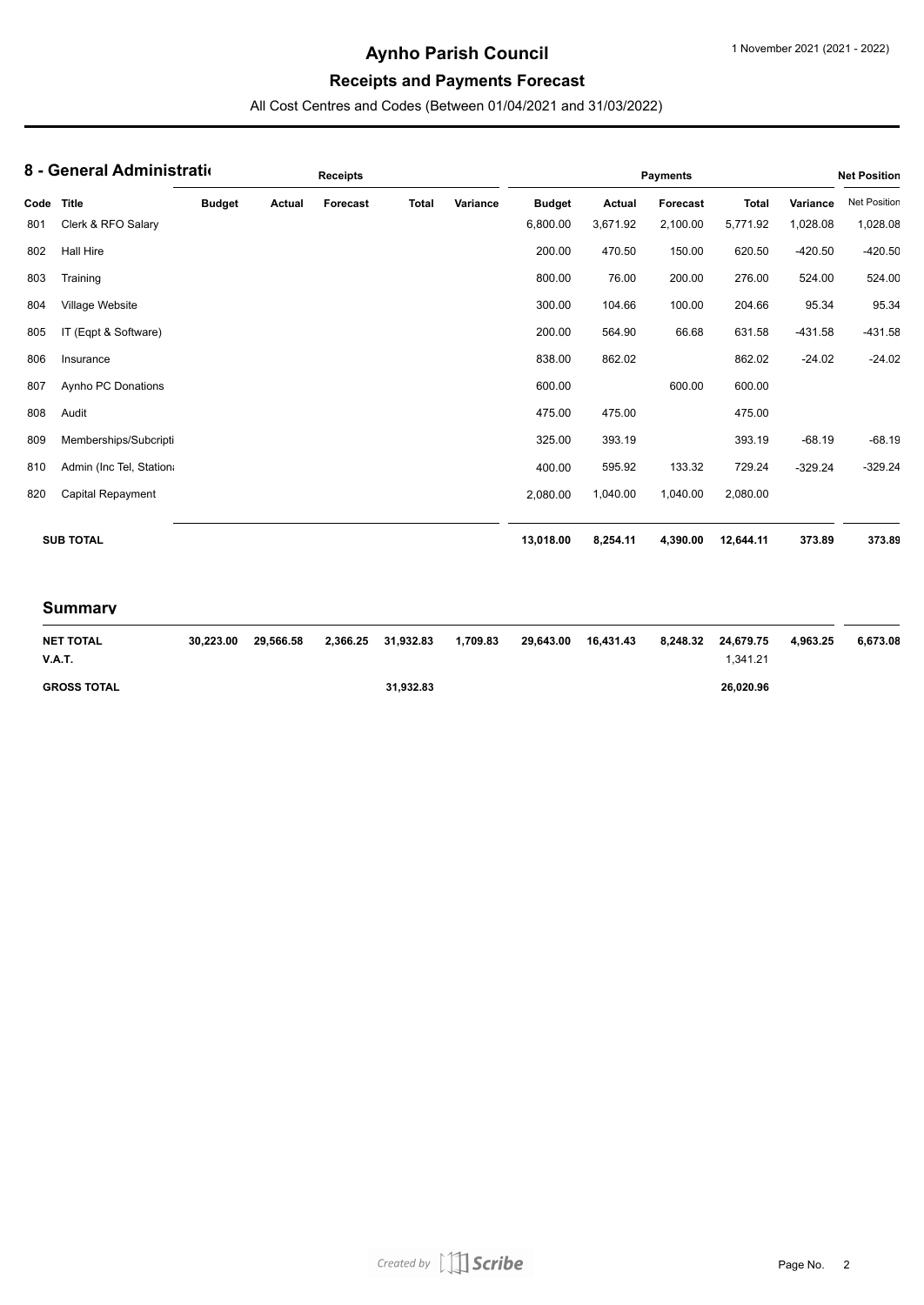# Aynho Parish Council

## Receipts and Payments Forecast

All Cost Centres and Codes (Between 01/04/2021 and 31/03/2022)

### 8 - General Administratio

| | | Receipts | | | | | Payments | | | | | Net Position |
|---|---|---|---|---|---|---|---|---|---|---|---|---|
| Code | Title | Budget | Actual | Forecast | Total | Variance | Budget | Actual | Forecast | Total | Variance | Net Position |
| 801 | Clerk & RFO Salary | | | | | | 6,800.00 | 3,671.92 | 2,100.00 | 5,771.92 | 1,028.08 | 1,028.08 |
| 802 | Hall Hire | | | | | | 200.00 | 470.50 | 150.00 | 620.50 | -420.50 | -420.50 |
| 803 | Training | | | | | | 800.00 | 76.00 | 200.00 | 276.00 | 524.00 | 524.00 |
| 804 | Village Website | | | | | | 300.00 | 104.66 | 100.00 | 204.66 | 95.34 | 95.34 |
| 805 | IT (Eqpt & Software) | | | | | | 200.00 | 564.90 | 66.68 | 631.58 | -431.58 | -431.58 |
| 806 | Insurance | | | | | | 838.00 | 862.02 | | 862.02 | -24.02 | -24.02 |
| 807 | Aynho PC Donations | | | | | | 600.00 | | 600.00 | 600.00 | | |
| 808 | Audit | | | | | | 475.00 | 475.00 | | 475.00 | | |
| 809 | Memberships/Subcripti | | | | | | 325.00 | 393.19 | | 393.19 | -68.19 | -68.19 |
| 810 | Admin (Inc Tel, Station | | | | | | 400.00 | 595.92 | 133.32 | 729.24 | -329.24 | -329.24 |
| 820 | Capital Repayment | | | | | | 2,080.00 | 1,040.00 | 1,040.00 | 2,080.00 | | |
| | **SUB TOTAL** | | | | | | **13,018.00** | **8,254.11** | **4,390.00** | **12,644.11** | **373.89** | **373.89** |

### Summary

| | Budget | Actual | Forecast | Total | Variance | Budget | Actual | Forecast | Total | Variance | Net Position |
|---|---|---|---|---|---|---|---|---|---|---|---|
| **NET TOTAL** | **30,223.00** | **29,566.58** | **2,366.25** | **31,932.83** | **1,709.83** | **29,643.00** | **16,431.43** | **8,248.32** | **24,679.75** | **4,963.25** | **6,673.08** |
| **V.A.T.** | | | | | | | | | 1,341.21 | | |
| **GROSS TOTAL** | | | | **31,932.83** | | | | | **26,020.96** | | |